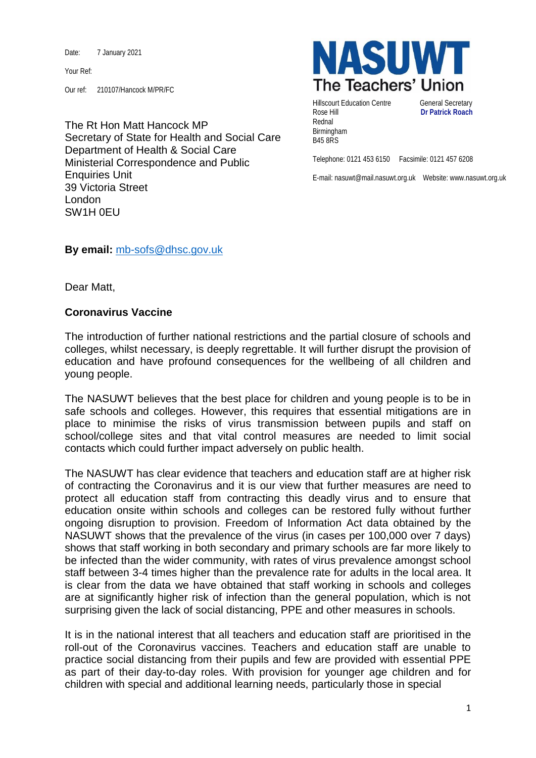Date: 7 January 2021

Your Ref:

Our ref: 210107/Hancock M/PR/FC

**NASUWT**
**The Teachers' Union**

Hillscourt Education Centre
Rose Hill
Rednal
Birmingham
B45 8RS

General Secretary
**Dr Patrick Roach**

Telephone: 0121 453 6150 Facsimile: 0121 457 6208

E-mail: nasuwt@mail.nasuwt.org.uk Website: www.nasuwt.org.uk

The Rt Hon Matt Hancock MP
Secretary of State for Health and Social Care
Department of Health & Social Care
Ministerial Correspondence and Public Enquiries Unit
39 Victoria Street
London
SW1H 0EU

**By email:** mb-sofs@dhsc.gov.uk

Dear Matt,

**Coronavirus Vaccine**

The introduction of further national restrictions and the partial closure of schools and colleges, whilst necessary, is deeply regrettable. It will further disrupt the provision of education and have profound consequences for the wellbeing of all children and young people.

The NASUWT believes that the best place for children and young people is to be in safe schools and colleges. However, this requires that essential mitigations are in place to minimise the risks of virus transmission between pupils and staff on school/college sites and that vital control measures are needed to limit social contacts which could further impact adversely on public health.

The NASUWT has clear evidence that teachers and education staff are at higher risk of contracting the Coronavirus and it is our view that further measures are need to protect all education staff from contracting this deadly virus and to ensure that education onsite within schools and colleges can be restored fully without further ongoing disruption to provision. Freedom of Information Act data obtained by the NASUWT shows that the prevalence of the virus (in cases per 100,000 over 7 days) shows that staff working in both secondary and primary schools are far more likely to be infected than the wider community, with rates of virus prevalence amongst school staff between 3-4 times higher than the prevalence rate for adults in the local area. It is clear from the data we have obtained that staff working in schools and colleges are at significantly higher risk of infection than the general population, which is not surprising given the lack of social distancing, PPE and other measures in schools.

It is in the national interest that all teachers and education staff are prioritised in the roll-out of the Coronavirus vaccines. Teachers and education staff are unable to practice social distancing from their pupils and few are provided with essential PPE as part of their day-to-day roles. With provision for younger age children and for children with special and additional learning needs, particularly those in special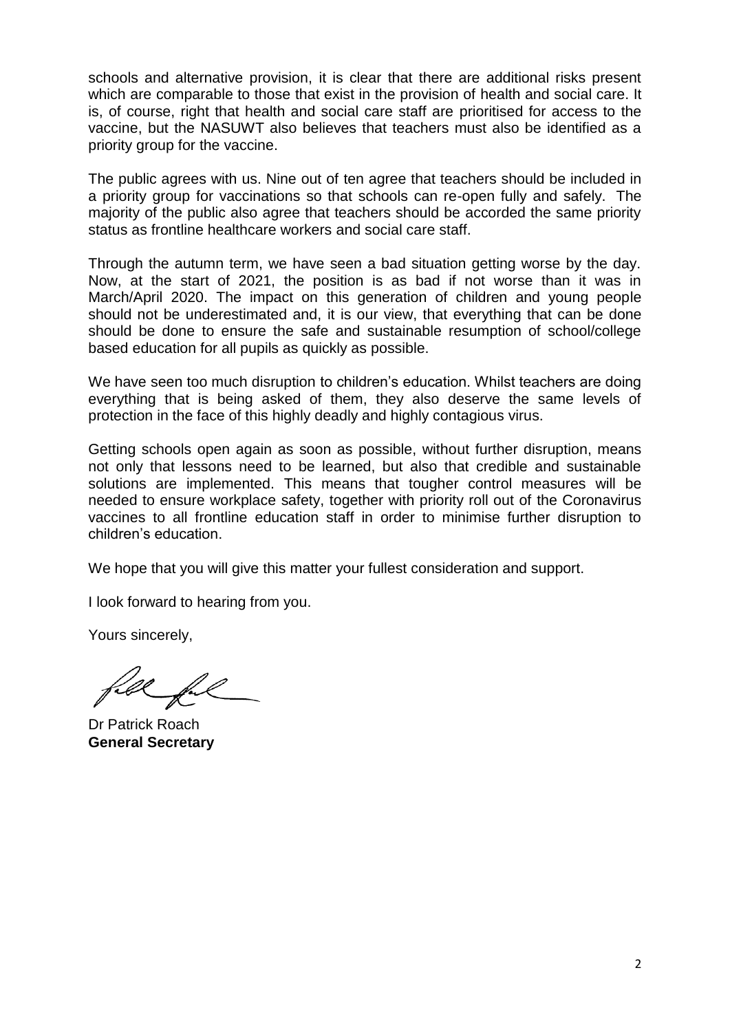schools and alternative provision, it is clear that there are additional risks present which are comparable to those that exist in the provision of health and social care. It is, of course, right that health and social care staff are prioritised for access to the vaccine, but the NASUWT also believes that teachers must also be identified as a priority group for the vaccine.

The public agrees with us. Nine out of ten agree that teachers should be included in a priority group for vaccinations so that schools can re-open fully and safely. The majority of the public also agree that teachers should be accorded the same priority status as frontline healthcare workers and social care staff.

Through the autumn term, we have seen a bad situation getting worse by the day. Now, at the start of 2021, the position is as bad if not worse than it was in March/April 2020. The impact on this generation of children and young people should not be underestimated and, it is our view, that everything that can be done should be done to ensure the safe and sustainable resumption of school/college based education for all pupils as quickly as possible.

We have seen too much disruption to children's education. Whilst teachers are doing everything that is being asked of them, they also deserve the same levels of protection in the face of this highly deadly and highly contagious virus.

Getting schools open again as soon as possible, without further disruption, means not only that lessons need to be learned, but also that credible and sustainable solutions are implemented. This means that tougher control measures will be needed to ensure workplace safety, together with priority roll out of the Coronavirus vaccines to all frontline education staff in order to minimise further disruption to children's education.

We hope that you will give this matter your fullest consideration and support.

I look forward to hearing from you.

Yours sincerely,

Dr Patrick Roach
**General Secretary**